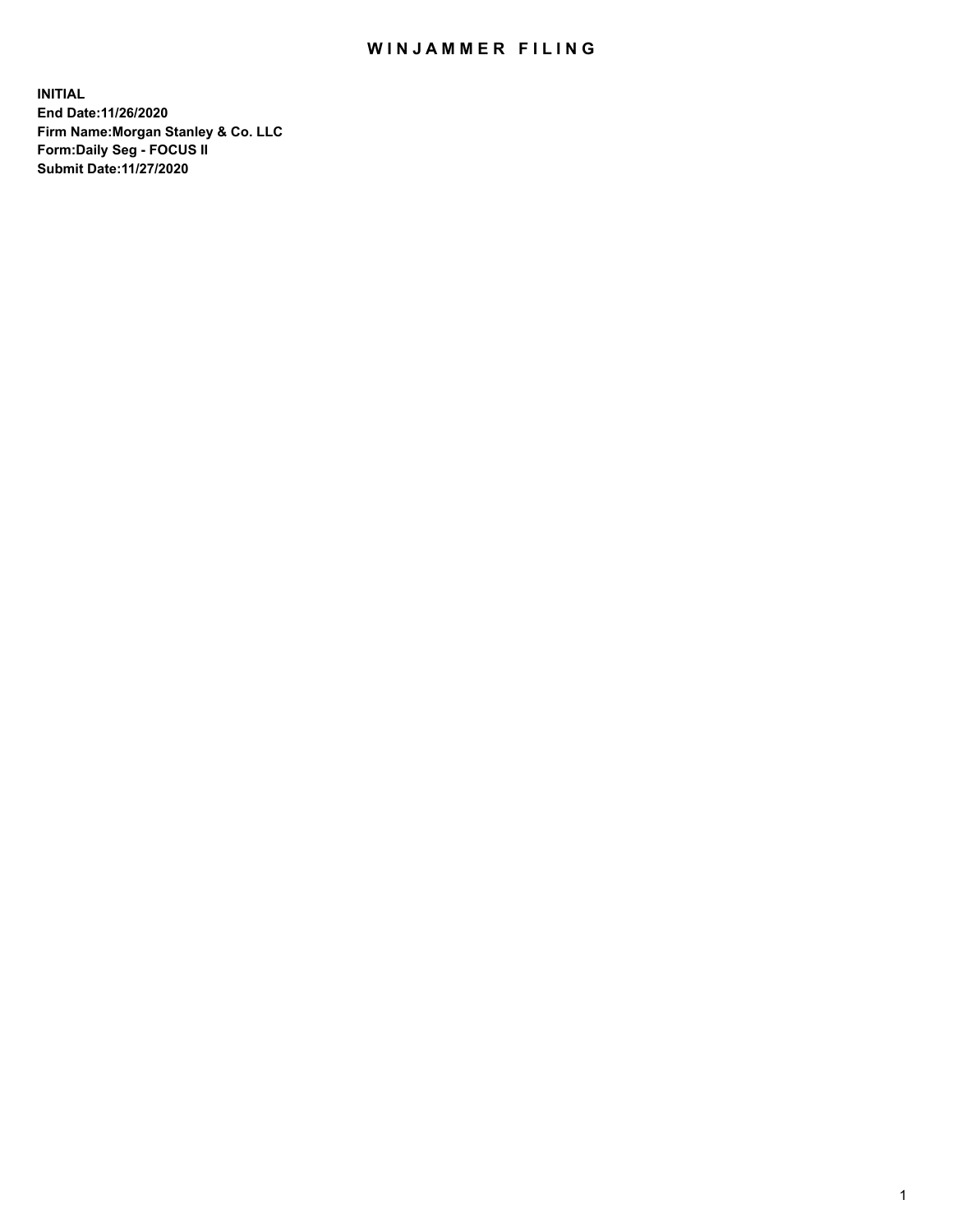# WINJAMMER FILING

**INITIAL**
**End Date:11/26/2020**
**Firm Name:Morgan Stanley & Co. LLC**
**Form:Daily Seg - FOCUS II**
**Submit Date:11/27/2020**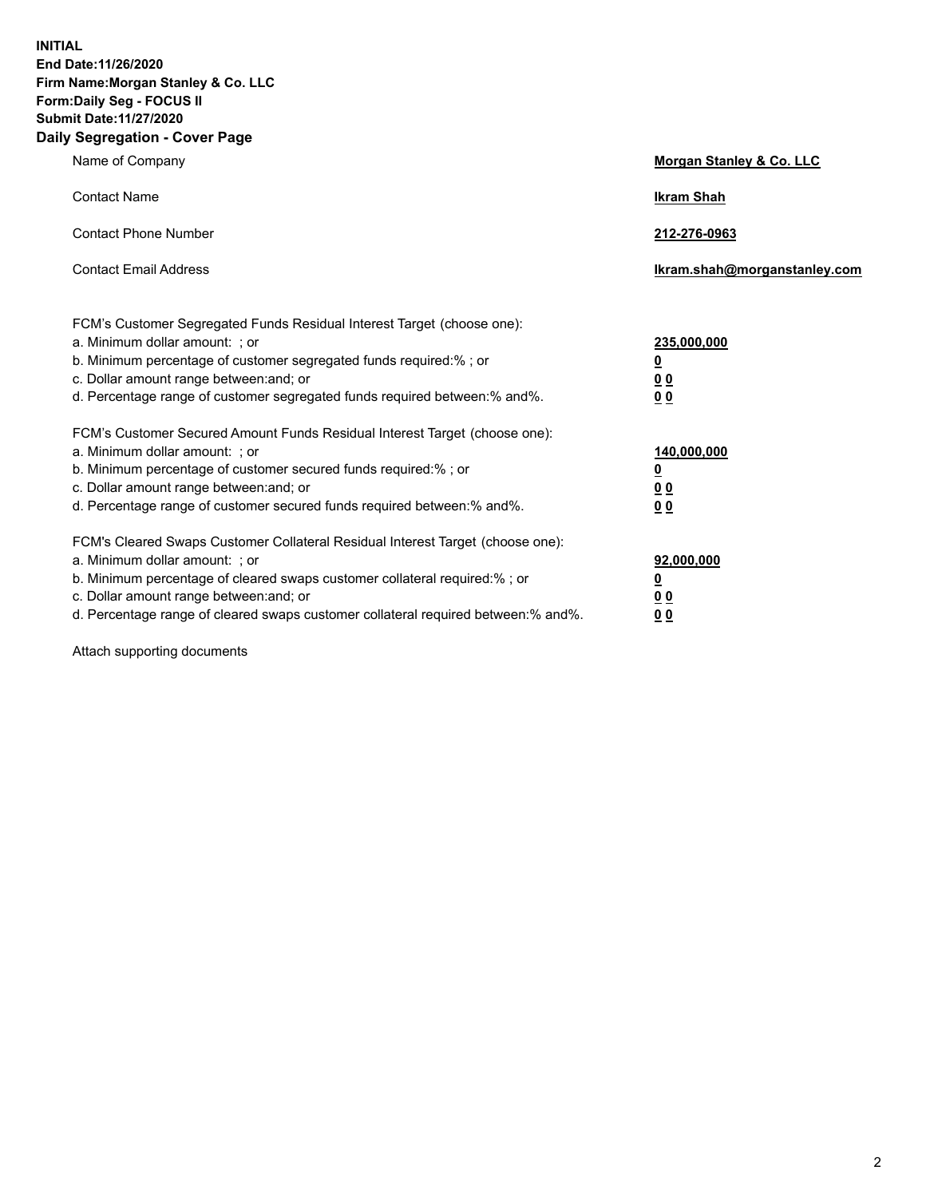**INITIAL**
**End Date:11/26/2020**
**Firm Name:Morgan Stanley & Co. LLC**
**Form:Daily Seg - FOCUS II**
**Submit Date:11/27/2020**

## Daily Segregation - Cover Page

| | |
|---|---|
| Name of Company | **Morgan Stanley & Co. LLC** |
| Contact Name | **Ikram Shah** |
| Contact Phone Number | **212-276-0963** |
| Contact Email Address | **Ikram.shah@morganstanley.com** |

| | |
|---|---|
| FCM's Customer Segregated Funds Residual Interest Target (choose one): | |
| a. Minimum dollar amount: ; or | **235,000,000** |
| b. Minimum percentage of customer segregated funds required:% ; or | **0** |
| c. Dollar amount range between:and; or | **0 0** |
| d. Percentage range of customer segregated funds required between:% and%. | **0 0** |
| FCM's Customer Secured Amount Funds Residual Interest Target (choose one): | |
| a. Minimum dollar amount: ; or | **140,000,000** |
| b. Minimum percentage of customer secured funds required:% ; or | **0** |
| c. Dollar amount range between:and; or | **0 0** |
| d. Percentage range of customer secured funds required between:% and%. | **0 0** |
| FCM's Cleared Swaps Customer Collateral Residual Interest Target (choose one): | |
| a. Minimum dollar amount: ; or | **92,000,000** |
| b. Minimum percentage of cleared swaps customer collateral required:% ; or | **0** |
| c. Dollar amount range between:and; or | **0 0** |
| d. Percentage range of cleared swaps customer collateral required between:% and%. | **0 0** |

Attach supporting documents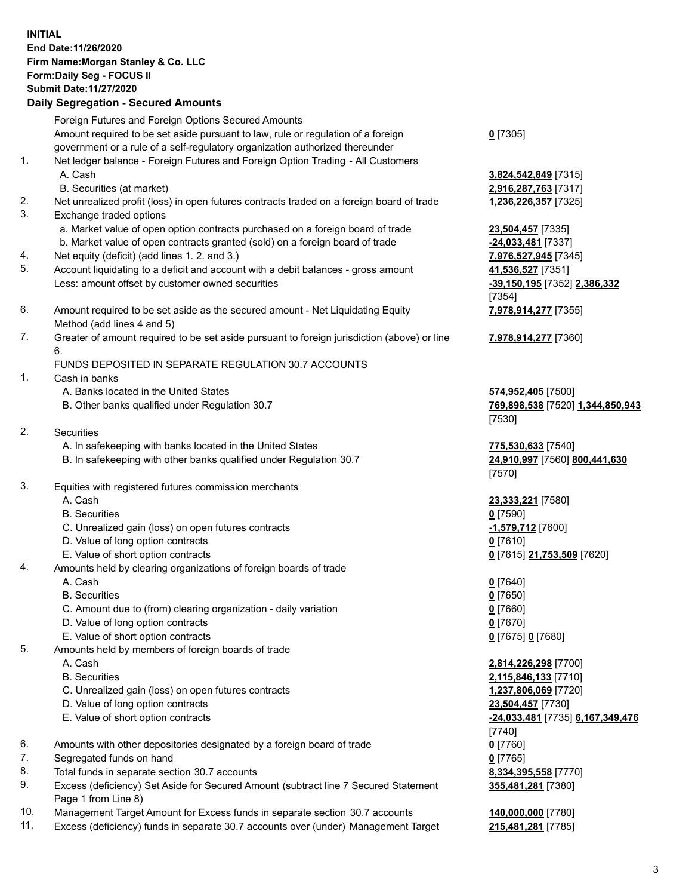**INITIAL**
**End Date:11/26/2020**
**Firm Name:Morgan Stanley & Co. LLC**
**Form:Daily Seg - FOCUS II**
**Submit Date:11/27/2020**

## Daily Segregation - Secured Amounts

| | | |
|---|---|---|
| | Foreign Futures and Foreign Options Secured Amounts | |
| | Amount required to be set aside pursuant to law, rule or regulation of a foreign government or a rule of a self-regulatory organization authorized thereunder | **0** [7305] |
| 1. | Net ledger balance - Foreign Futures and Foreign Option Trading - All Customers | |
| | A. Cash | **3,824,542,849** [7315] |
| | B. Securities (at market) | **2,916,287,763** [7317] |
| 2. | Net unrealized profit (loss) in open futures contracts traded on a foreign board of trade | **1,236,226,357** [7325] |
| 3. | Exchange traded options | |
| | a. Market value of open option contracts purchased on a foreign board of trade | **23,504,457** [7335] |
| | b. Market value of open contracts granted (sold) on a foreign board of trade | **-24,033,481** [7337] |
| 4. | Net equity (deficit) (add lines 1. 2. and 3.) | **7,976,527,945** [7345] |
| 5. | Account liquidating to a deficit and account with a debit balances - gross amount | **41,536,527** [7351] |
| | Less: amount offset by customer owned securities | **-39,150,195** [7352] **2,386,332** [7354] |
| 6. | Amount required to be set aside as the secured amount - Net Liquidating Equity Method (add lines 4 and 5) | **7,978,914,277** [7355] |
| 7. | Greater of amount required to be set aside pursuant to foreign jurisdiction (above) or line 6. | **7,978,914,277** [7360] |
| | FUNDS DEPOSITED IN SEPARATE REGULATION 30.7 ACCOUNTS | |
| 1. | Cash in banks | |
| | A. Banks located in the United States | **574,952,405** [7500] |
| | B. Other banks qualified under Regulation 30.7 | **769,898,538** [7520] **1,344,850,943** [7530] |
| 2. | Securities | |
| | A. In safekeeping with banks located in the United States | **775,530,633** [7540] |
| | B. In safekeeping with other banks qualified under Regulation 30.7 | **24,910,997** [7560] **800,441,630** [7570] |
| 3. | Equities with registered futures commission merchants | |
| | A. Cash | **23,333,221** [7580] |
| | B. Securities | **0** [7590] |
| | C. Unrealized gain (loss) on open futures contracts | **-1,579,712** [7600] |
| | D. Value of long option contracts | **0** [7610] |
| | E. Value of short option contracts | **0** [7615] **21,753,509** [7620] |
| 4. | Amounts held by clearing organizations of foreign boards of trade | |
| | A. Cash | **0** [7640] |
| | B. Securities | **0** [7650] |
| | C. Amount due to (from) clearing organization - daily variation | **0** [7660] |
| | D. Value of long option contracts | **0** [7670] |
| | E. Value of short option contracts | **0** [7675] **0** [7680] |
| 5. | Amounts held by members of foreign boards of trade | |
| | A. Cash | **2,814,226,298** [7700] |
| | B. Securities | **2,115,846,133** [7710] |
| | C. Unrealized gain (loss) on open futures contracts | **1,237,806,069** [7720] |
| | D. Value of long option contracts | **23,504,457** [7730] |
| | E. Value of short option contracts | **-24,033,481** [7735] **6,167,349,476** [7740] |
| 6. | Amounts with other depositories designated by a foreign board of trade | **0** [7760] |
| 7. | Segregated funds on hand | **0** [7765] |
| 8. | Total funds in separate section 30.7 accounts | **8,334,395,558** [7770] |
| 9. | Excess (deficiency) Set Aside for Secured Amount (subtract line 7 Secured Statement Page 1 from Line 8) | **355,481,281** [7380] |
| 10. | Management Target Amount for Excess funds in separate section 30.7 accounts | **140,000,000** [7780] |
| 11. | Excess (deficiency) funds in separate 30.7 accounts over (under) Management Target | **215,481,281** [7785] |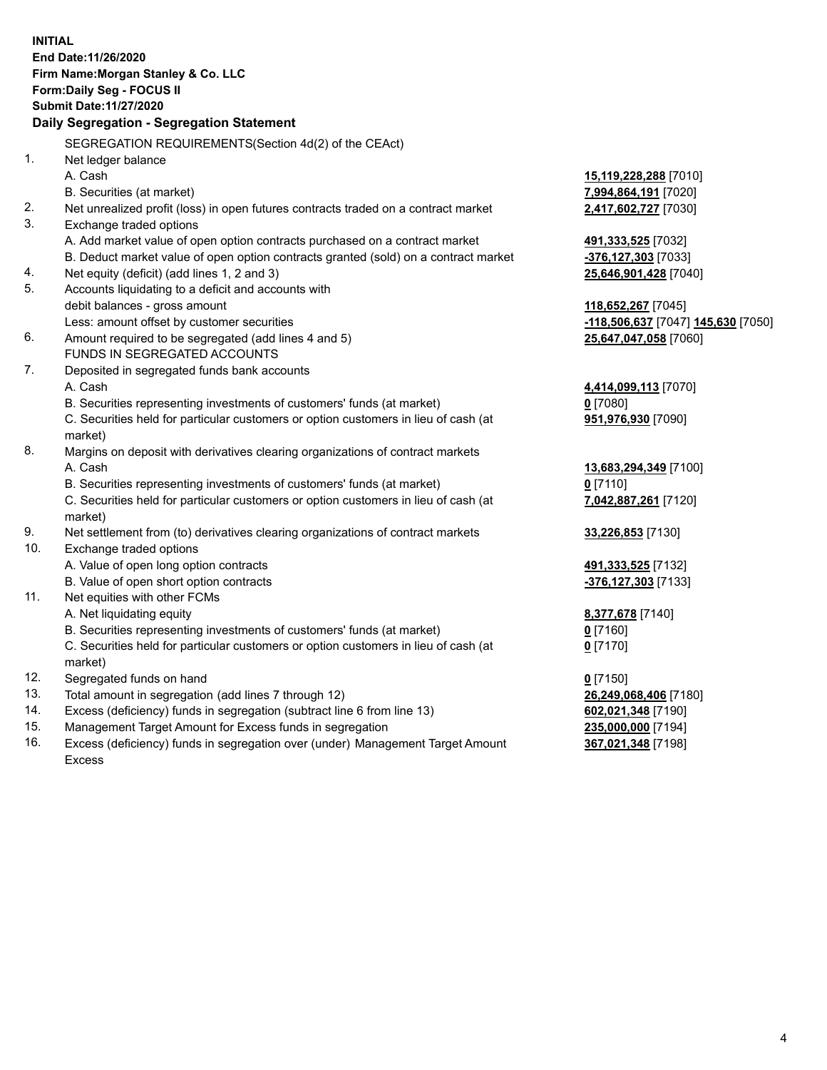**INITIAL**
**End Date:11/26/2020**
**Firm Name:Morgan Stanley & Co. LLC**
**Form:Daily Seg - FOCUS II**
**Submit Date:11/27/2020**

## Daily Segregation - Segregation Statement

SEGREGATION REQUIREMENTS(Section 4d(2) of the CEAct)

| | | |
|---|---|---|
| 1. | Net ledger balance | |
| | A. Cash | **15,119,228,288** [7010] |
| | B. Securities (at market) | **7,994,864,191** [7020] |
| 2. | Net unrealized profit (loss) in open futures contracts traded on a contract market | **2,417,602,727** [7030] |
| 3. | Exchange traded options | |
| | A. Add market value of open option contracts purchased on a contract market | **491,333,525** [7032] |
| | B. Deduct market value of open option contracts granted (sold) on a contract market | **-376,127,303** [7033] |
| 4. | Net equity (deficit) (add lines 1, 2 and 3) | **25,646,901,428** [7040] |
| 5. | Accounts liquidating to a deficit and accounts with debit balances - gross amount | **118,652,267** [7045] |
| | Less: amount offset by customer securities | **-118,506,637** [7047] **145,630** [7050] |
| 6. | Amount required to be segregated (add lines 4 and 5) | **25,647,047,058** [7060] |
| | FUNDS IN SEGREGATED ACCOUNTS | |
| 7. | Deposited in segregated funds bank accounts | |
| | A. Cash | **4,414,099,113** [7070] |
| | B. Securities representing investments of customers' funds (at market) | **0** [7080] |
| | C. Securities held for particular customers or option customers in lieu of cash (at market) | **951,976,930** [7090] |
| 8. | Margins on deposit with derivatives clearing organizations of contract markets | |
| | A. Cash | **13,683,294,349** [7100] |
| | B. Securities representing investments of customers' funds (at market) | **0** [7110] |
| | C. Securities held for particular customers or option customers in lieu of cash (at market) | **7,042,887,261** [7120] |
| 9. | Net settlement from (to) derivatives clearing organizations of contract markets | **33,226,853** [7130] |
| 10. | Exchange traded options | |
| | A. Value of open long option contracts | **491,333,525** [7132] |
| | B. Value of open short option contracts | **-376,127,303** [7133] |
| 11. | Net equities with other FCMs | |
| | A. Net liquidating equity | **8,377,678** [7140] |
| | B. Securities representing investments of customers' funds (at market) | **0** [7160] |
| | C. Securities held for particular customers or option customers in lieu of cash (at market) | **0** [7170] |
| 12. | Segregated funds on hand | **0** [7150] |
| 13. | Total amount in segregation (add lines 7 through 12) | **26,249,068,406** [7180] |
| 14. | Excess (deficiency) funds in segregation (subtract line 6 from line 13) | **602,021,348** [7190] |
| 15. | Management Target Amount for Excess funds in segregation | **235,000,000** [7194] |
| 16. | Excess (deficiency) funds in segregation over (under) Management Target Amount Excess | **367,021,348** [7198] |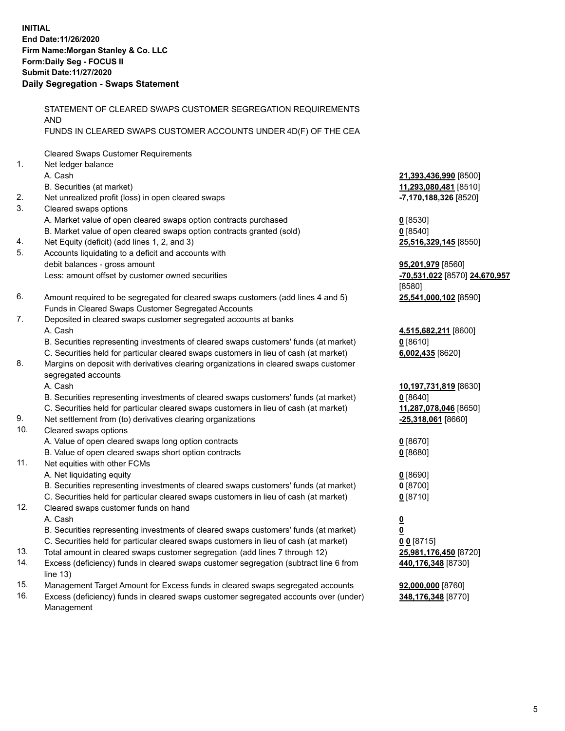**INITIAL**
**End Date:11/26/2020**
**Firm Name:Morgan Stanley & Co. LLC**
**Form:Daily Seg - FOCUS II**
**Submit Date:11/27/2020**
**Daily Segregation - Swaps Statement**

STATEMENT OF CLEARED SWAPS CUSTOMER SEGREGATION REQUIREMENTS AND FUNDS IN CLEARED SWAPS CUSTOMER ACCOUNTS UNDER 4D(F) OF THE CEA

Cleared Swaps Customer Requirements

| | | |
|---|---|---|
| 1. | Net ledger balance | |
| | A. Cash | **21,393,436,990** [8500] |
| | B. Securities (at market) | **11,293,080,481** [8510] |
| 2. | Net unrealized profit (loss) in open cleared swaps | **-7,170,188,326** [8520] |
| 3. | Cleared swaps options | |
| | A. Market value of open cleared swaps option contracts purchased | **0** [8530] |
| | B. Market value of open cleared swaps option contracts granted (sold) | **0** [8540] |
| 4. | Net Equity (deficit) (add lines 1, 2, and 3) | **25,516,329,145** [8550] |
| 5. | Accounts liquidating to a deficit and accounts with debit balances - gross amount | **95,201,979** [8560] |
| | Less: amount offset by customer owned securities | **-70,531,022** [8570] **24,670,957** [8580] |
| 6. | Amount required to be segregated for cleared swaps customers (add lines 4 and 5) | **25,541,000,102** [8590] |
| | Funds in Cleared Swaps Customer Segregated Accounts | |
| 7. | Deposited in cleared swaps customer segregated accounts at banks | |
| | A. Cash | **4,515,682,211** [8600] |
| | B. Securities representing investments of cleared swaps customers' funds (at market) | **0** [8610] |
| | C. Securities held for particular cleared swaps customers in lieu of cash (at market) | **6,002,435** [8620] |
| 8. | Margins on deposit with derivatives clearing organizations in cleared swaps customer segregated accounts | |
| | A. Cash | **10,197,731,819** [8630] |
| | B. Securities representing investments of cleared swaps customers' funds (at market) | **0** [8640] |
| | C. Securities held for particular cleared swaps customers in lieu of cash (at market) | **11,287,078,046** [8650] |
| 9. | Net settlement from (to) derivatives clearing organizations | **-25,318,061** [8660] |
| 10. | Cleared swaps options | |
| | A. Value of open cleared swaps long option contracts | **0** [8670] |
| | B. Value of open cleared swaps short option contracts | **0** [8680] |
| 11. | Net equities with other FCMs | |
| | A. Net liquidating equity | **0** [8690] |
| | B. Securities representing investments of cleared swaps customers' funds (at market) | **0** [8700] |
| | C. Securities held for particular cleared swaps customers in lieu of cash (at market) | **0** [8710] |
| 12. | Cleared swaps customer funds on hand | |
| | A. Cash | **0** |
| | B. Securities representing investments of cleared swaps customers' funds (at market) | **0** |
| | C. Securities held for particular cleared swaps customers in lieu of cash (at market) | **0** **0** [8715] |
| 13. | Total amount in cleared swaps customer segregation (add lines 7 through 12) | **25,981,176,450** [8720] |
| 14. | Excess (deficiency) funds in cleared swaps customer segregation (subtract line 6 from line 13) | **440,176,348** [8730] |
| 15. | Management Target Amount for Excess funds in cleared swaps segregated accounts | **92,000,000** [8760] |
| 16. | Excess (deficiency) funds in cleared swaps customer segregated accounts over (under) Management | **348,176,348** [8770] |